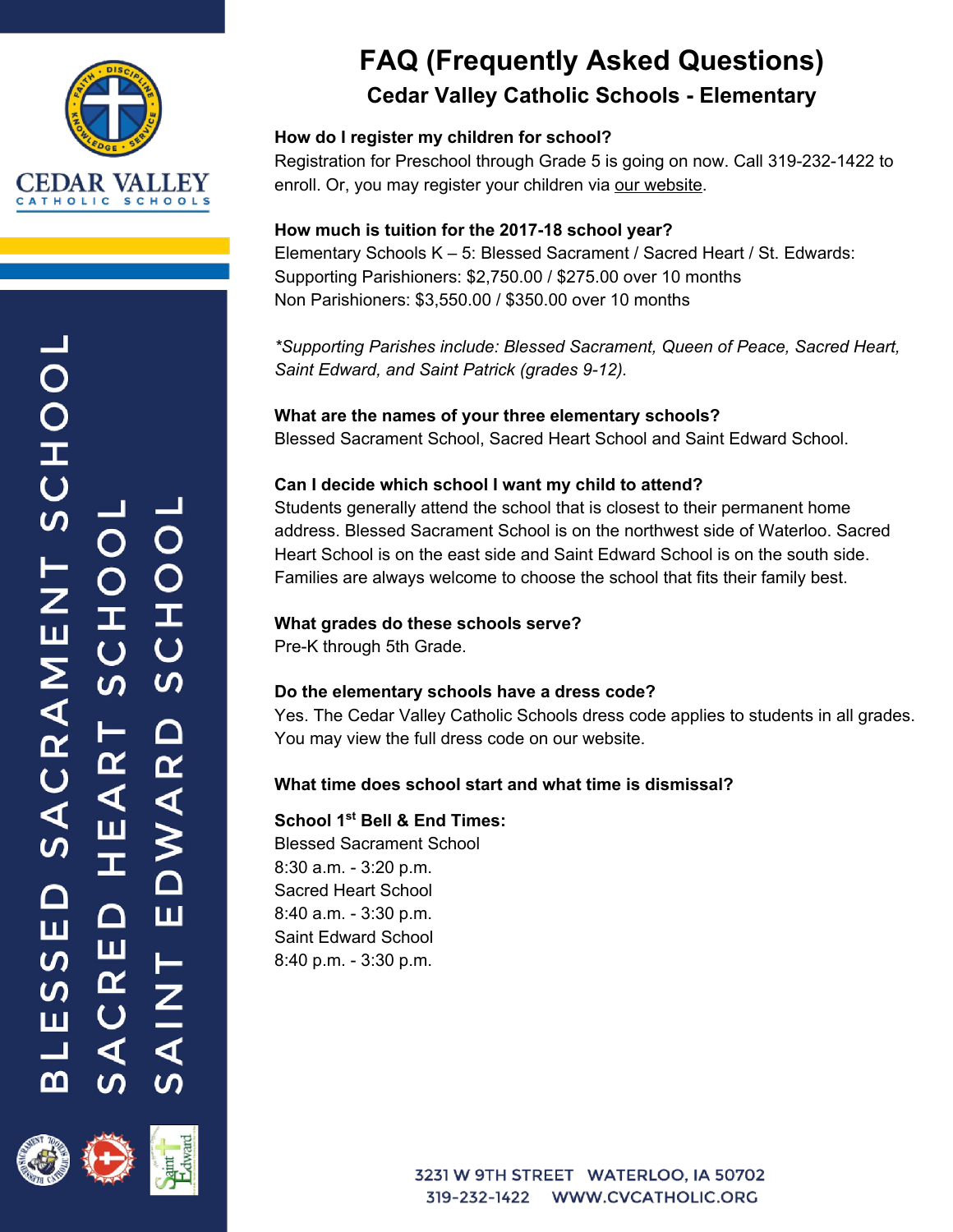# FAQ (Frequently Asked Questions)

## Cedar Valley Catholic Schools - Elementary

**How do I register my children for school?**

Registration for Preschool through Grade 5 is going on now. Call 319-232-1422 to enroll. Or, you may register your children via our website.

**How much is tuition for the 2017-18 school year?**

Elementary Schools K – 5: Blessed Sacrament / Sacred Heart / St. Edwards:
Supporting Parishioners: $2,750.00 / $275.00 over 10 months
Non Parishioners: $3,550.00 / $350.00 over 10 months

*\*Supporting Parishes include: Blessed Sacrament, Queen of Peace, Sacred Heart, Saint Edward, and Saint Patrick (grades 9-12).*

**What are the names of your three elementary schools?**

Blessed Sacrament School, Sacred Heart School and Saint Edward School.

**Can I decide which school I want my child to attend?**

Students generally attend the school that is closest to their permanent home address. Blessed Sacrament School is on the northwest side of Waterloo. Sacred Heart School is on the east side and Saint Edward School is on the south side. Families are always welcome to choose the school that fits their family best.

**What grades do these schools serve?**

Pre-K through 5th Grade.

**Do the elementary schools have a dress code?**

Yes. The Cedar Valley Catholic Schools dress code applies to students in all grades. You may view the full dress code on our website.

**What time does school start and what time is dismissal?**

**School 1st Bell & End Times:**

Blessed Sacrament School
8:30 a.m. - 3:20 p.m.
Sacred Heart School
8:40 a.m. - 3:30 p.m.
Saint Edward School
8:40 p.m. - 3:30 p.m.

3231 W 9TH STREET WATERLOO, IA 50702
319-232-1422 WWW.CVCATHOLIC.ORG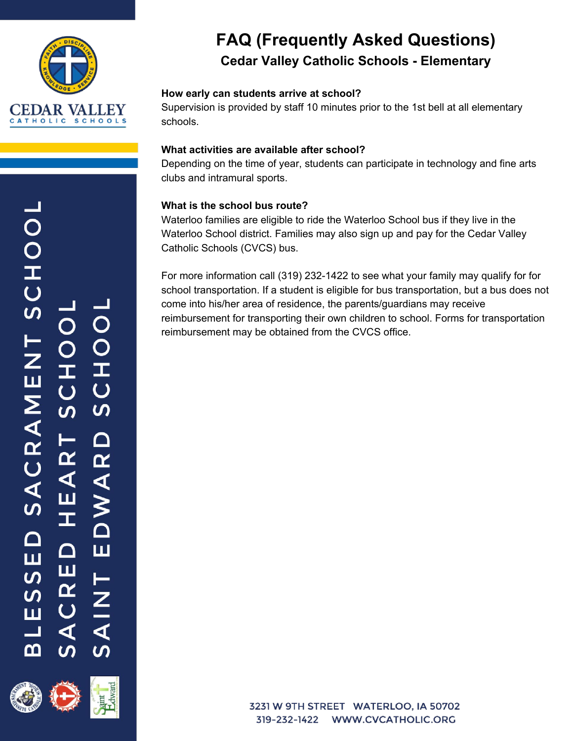# FAQ (Frequently Asked Questions)

## Cedar Valley Catholic Schools - Elementary

**How early can students arrive at school?**
Supervision is provided by staff 10 minutes prior to the 1st bell at all elementary schools.

**What activities are available after school?**
Depending on the time of year, students can participate in technology and fine arts clubs and intramural sports.

**What is the school bus route?**
Waterloo families are eligible to ride the Waterloo School bus if they live in the Waterloo School district. Families may also sign up and pay for the Cedar Valley Catholic Schools (CVCS) bus.

For more information call (319) 232-1422 to see what your family may qualify for for school transportation. If a student is eligible for bus transportation, but a bus does not come into his/her area of residence, the parents/guardians may receive reimbursement for transporting their own children to school. Forms for transportation reimbursement may be obtained from the CVCS office.